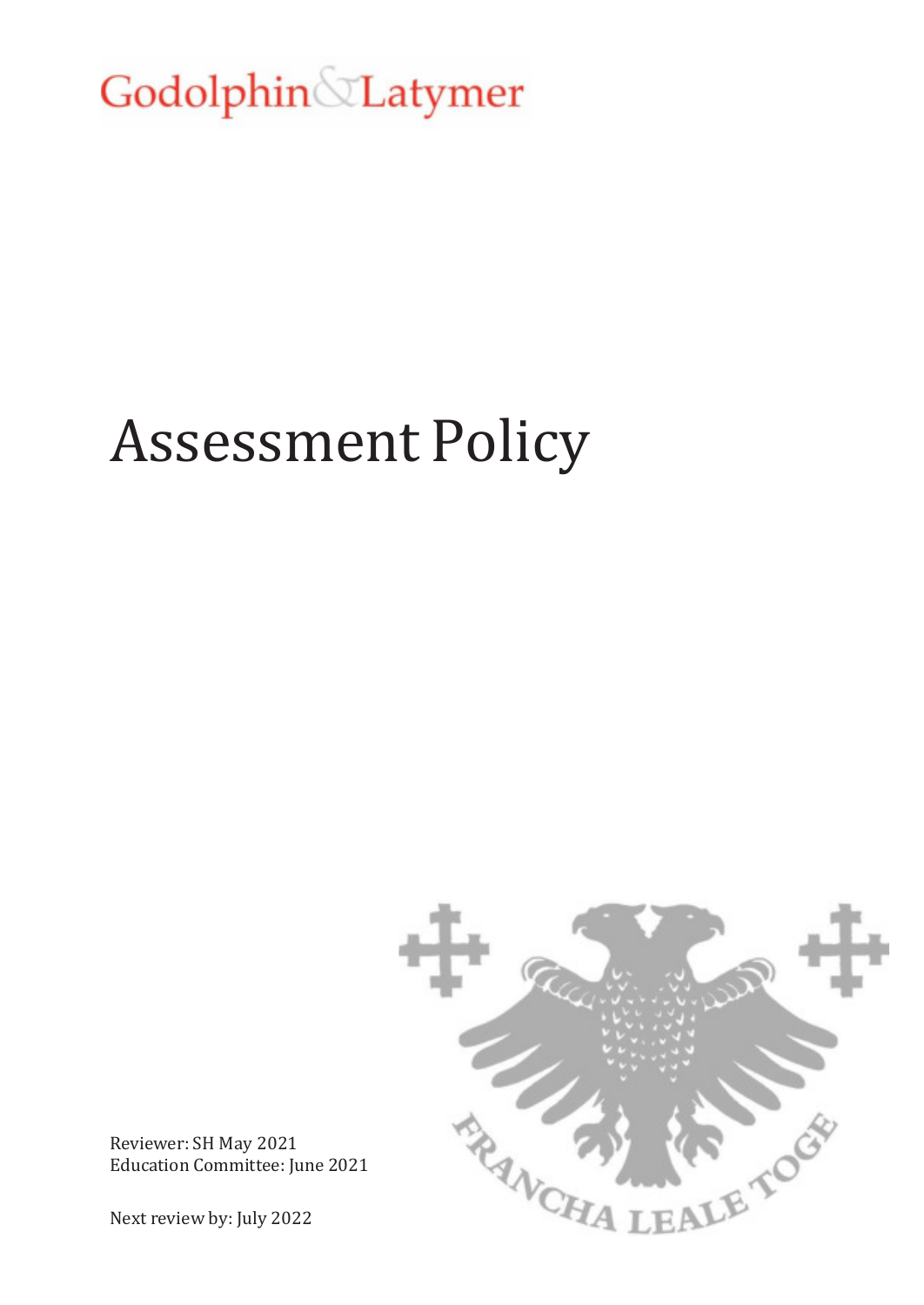Godolphin & Latymer

# Assessment Policy

Reviewer: SH May 2021
Education Committee: June 2021

Next review by: July 2022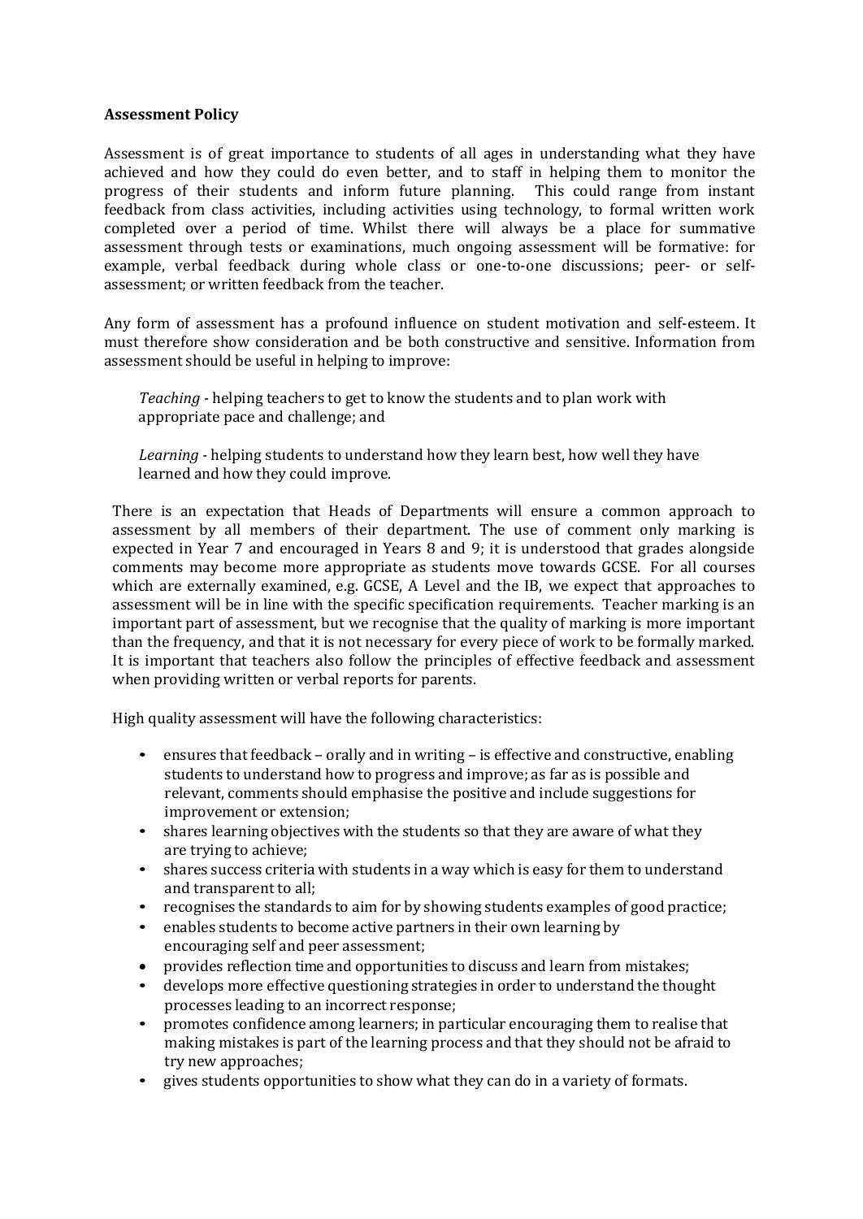**Assessment Policy**

Assessment is of great importance to students of all ages in understanding what they have achieved and how they could do even better, and to staff in helping them to monitor the progress of their students and inform future planning. This could range from instant feedback from class activities, including activities using technology, to formal written work completed over a period of time. Whilst there will always be a place for summative assessment through tests or examinations, much ongoing assessment will be formative: for example, verbal feedback during whole class or one-to-one discussions; peer- or self-assessment; or written feedback from the teacher.

Any form of assessment has a profound influence on student motivation and self-esteem. It must therefore show consideration and be both constructive and sensitive. Information from assessment should be useful in helping to improve:

*Teaching* - helping teachers to get to know the students and to plan work with appropriate pace and challenge; and

*Learning* - helping students to understand how they learn best, how well they have learned and how they could improve.

There is an expectation that Heads of Departments will ensure a common approach to assessment by all members of their department. The use of comment only marking is expected in Year 7 and encouraged in Years 8 and 9; it is understood that grades alongside comments may become more appropriate as students move towards GCSE. For all courses which are externally examined, e.g. GCSE, A Level and the IB, we expect that approaches to assessment will be in line with the specific specification requirements. Teacher marking is an important part of assessment, but we recognise that the quality of marking is more important than the frequency, and that it is not necessary for every piece of work to be formally marked. It is important that teachers also follow the principles of effective feedback and assessment when providing written or verbal reports for parents.

High quality assessment will have the following characteristics:

- ensures that feedback – orally and in writing – is effective and constructive, enabling students to understand how to progress and improve; as far as is possible and relevant, comments should emphasise the positive and include suggestions for improvement or extension;
- shares learning objectives with the students so that they are aware of what they are trying to achieve;
- shares success criteria with students in a way which is easy for them to understand and transparent to all;
- recognises the standards to aim for by showing students examples of good practice;
- enables students to become active partners in their own learning by encouraging self and peer assessment;
- provides reflection time and opportunities to discuss and learn from mistakes;
- develops more effective questioning strategies in order to understand the thought processes leading to an incorrect response;
- promotes confidence among learners; in particular encouraging them to realise that making mistakes is part of the learning process and that they should not be afraid to try new approaches;
- gives students opportunities to show what they can do in a variety of formats.